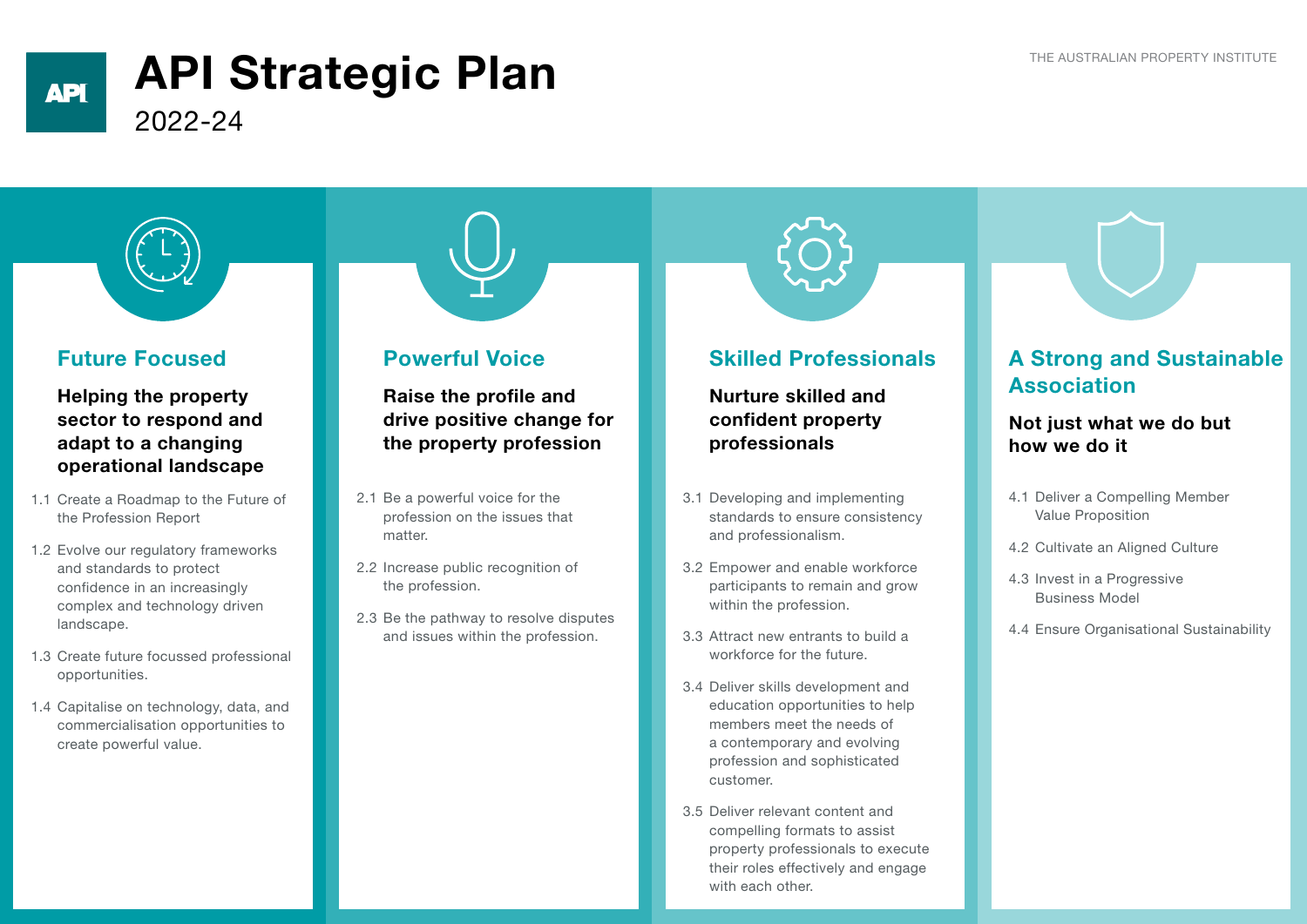# API Strategic Plan

2022-24

THE AUSTRALIAN PROPERTY INSTITUTE

## Future Focused

### Helping the property sector to respond and adapt to a changing operational landscape

1.1 Create a Roadmap to the Future of the Profession Report

1.2 Evolve our regulatory frameworks and standards to protect confidence in an increasingly complex and technology driven landscape.

1.3 Create future focussed professional opportunities.

1.4 Capitalise on technology, data, and commercialisation opportunities to create powerful value.

## Powerful Voice

### Raise the profile and drive positive change for the property profession

2.1 Be a powerful voice for the profession on the issues that matter.

2.2 Increase public recognition of the profession.

2.3 Be the pathway to resolve disputes and issues within the profession.

## Skilled Professionals

### Nurture skilled and confident property professionals

3.1 Developing and implementing standards to ensure consistency and professionalism.

3.2 Empower and enable workforce participants to remain and grow within the profession.

3.3 Attract new entrants to build a workforce for the future.

3.4 Deliver skills development and education opportunities to help members meet the needs of a contemporary and evolving profession and sophisticated customer.

3.5 Deliver relevant content and compelling formats to assist property professionals to execute their roles effectively and engage with each other.

## A Strong and Sustainable Association

### Not just what we do but how we do it

4.1 Deliver a Compelling Member Value Proposition

4.2 Cultivate an Aligned Culture

4.3 Invest in a Progressive Business Model

4.4 Ensure Organisational Sustainability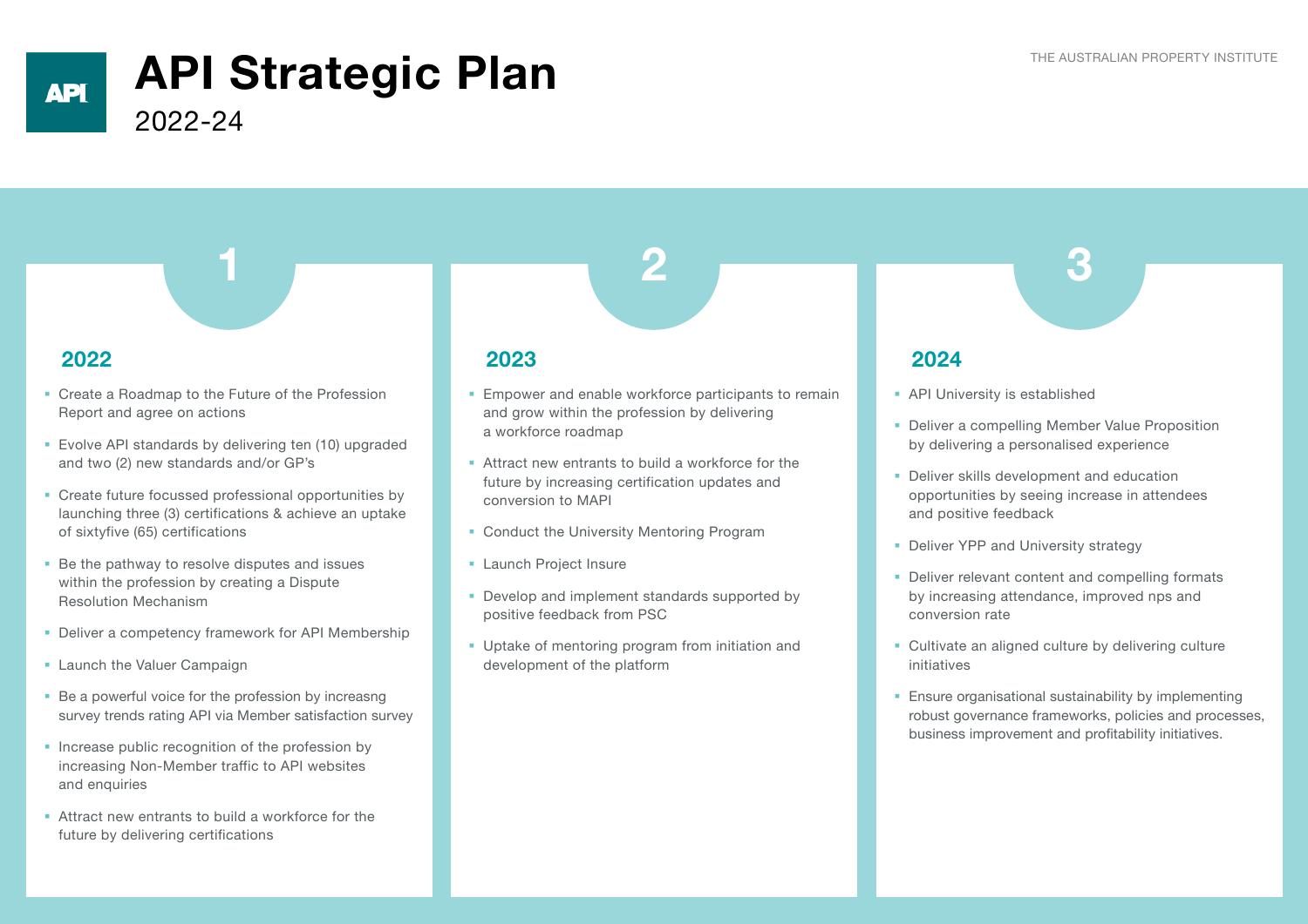THE AUSTRALIAN PROPERTY INSTITUTE

# API Strategic Plan

2022-24

## 1

### 2022

- Create a Roadmap to the Future of the Profession Report and agree on actions
- Evolve API standards by delivering ten (10) upgraded and two (2) new standards and/or GP's
- Create future focussed professional opportunities by launching three (3) certifications & achieve an uptake of sixtyfive (65) certifications
- Be the pathway to resolve disputes and issues within the profession by creating a Dispute Resolution Mechanism
- Deliver a competency framework for API Membership
- Launch the Valuer Campaign
- Be a powerful voice for the profession by increasng survey trends rating API via Member satisfaction survey
- Increase public recognition of the profession by increasing Non-Member traffic to API websites and enquiries
- Attract new entrants to build a workforce for the future by delivering certifications

## 2

### 2023

- Empower and enable workforce participants to remain and grow within the profession by delivering a workforce roadmap
- Attract new entrants to build a workforce for the future by increasing certification updates and conversion to MAPI
- Conduct the University Mentoring Program
- Launch Project Insure
- Develop and implement standards supported by positive feedback from PSC
- Uptake of mentoring program from initiation and development of the platform

## 3

### 2024

- API University is established
- Deliver a compelling Member Value Proposition by delivering a personalised experience
- Deliver skills development and education opportunities by seeing increase in attendees and positive feedback
- Deliver YPP and University strategy
- Deliver relevant content and compelling formats by increasing attendance, improved nps and conversion rate
- Cultivate an aligned culture by delivering culture initiatives
- Ensure organisational sustainability by implementing robust governance frameworks, policies and processes, business improvement and profitability initiatives.